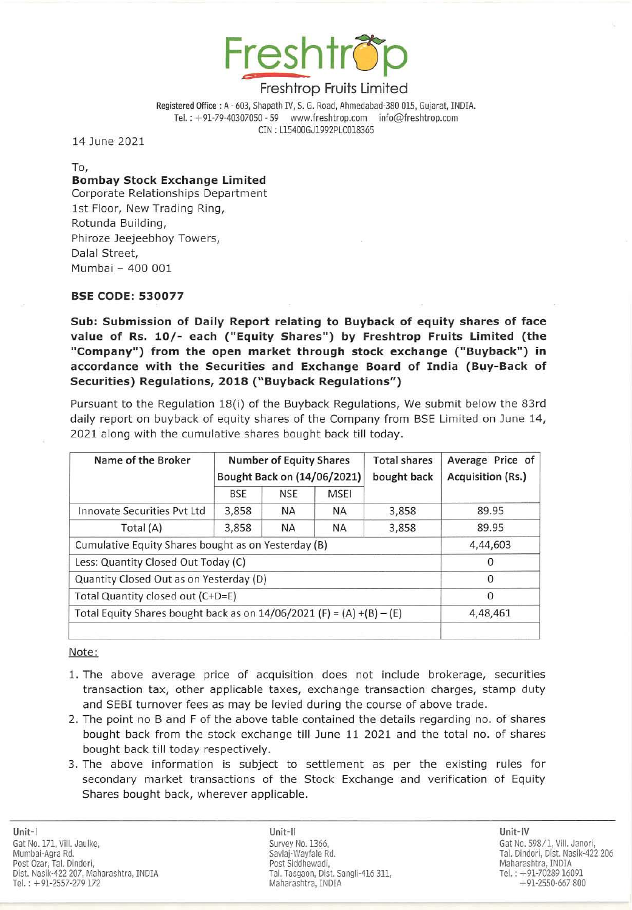Freshtrop

Freshtrop Fruits Limited

Registered Office : A - 603, Shapath IV, S. G. Road, Ahmedabad-380 015, Gujarat, INDIA.
Tel. : +91-79-40307050 - 59 www.freshtrop.com info@freshtrop.com
CIN : L15400GJ1992PLC018365

14 June 2021

To,
**Bombay Stock Exchange Limited**
Corporate Relationships Department
1st Floor, New Trading Ring,
Rotunda Building,
Phiroze Jeejeebhoy Towers,
Dalal Street,
Mumbai – 400 001

**BSE CODE: 530077**

**Sub: Submission of Daily Report relating to Buyback of equity shares of face value of Rs. 10/- each ("Equity Shares") by Freshtrop Fruits Limited (the "Company") from the open market through stock exchange ("Buyback") in accordance with the Securities and Exchange Board of India (Buy-Back of Securities) Regulations, 2018 ("Buyback Regulations")**

Pursuant to the Regulation 18(i) of the Buyback Regulations, We submit below the 83rd daily report on buyback of equity shares of the Company from BSE Limited on June 14, 2021 along with the cumulative shares bought back till today.

| Name of the Broker | Number of Equity Shares Bought Back on (14/06/2021) | | | Total shares bought back | Average Price of Acquisition (Rs.) |
|---|---|---|---|---|---|
| | BSE | NSE | MSEI | | |
| Innovate Securities Pvt Ltd | 3,858 | NA | NA | 3,858 | 89.95 |
| Total (A) | 3,858 | NA | NA | 3,858 | 89.95 |
| Cumulative Equity Shares bought as on Yesterday (B) | | | | | 4,44,603 |
| Less: Quantity Closed Out Today (C) | | | | | 0 |
| Quantity Closed Out as on Yesterday (D) | | | | | 0 |
| Total Quantity closed out (C+D=E) | | | | | 0 |
| Total Equity Shares bought back as on 14/06/2021 (F) = (A) +(B) – (E) | | | | | 4,48,461 |

Note:

1. The above average price of acquisition does not include brokerage, securities transaction tax, other applicable taxes, exchange transaction charges, stamp duty and SEBI turnover fees as may be levied during the course of above trade.
2. The point no B and F of the above table contained the details regarding no. of shares bought back from the stock exchange till June 11 2021 and the total no. of shares bought back till today respectively.
3. The above information is subject to settlement as per the existing rules for secondary market transactions of the Stock Exchange and verification of Equity Shares bought back, wherever applicable.

Unit-I
Gat No. 171, Vill. Jaulke,
Mumbai-Agra Rd.
Post Ozar, Tal. Dindori,
Dist. Nasik-422 207, Maharashtra, INDIA
Tel. : +91-2557-279 172

Unit-II
Survey No. 1366,
Savlaj-Wayfale Rd.
Post Siddhewadi,
Tal. Tasgaon, Dist. Sangli-416 311,
Maharashtra, INDIA

Unit-IV
Gat No. 598/1, Vill. Janori,
Tal. Dindori, Dist. Nasik-422 206
Maharashtra, INDIA
Tel. : +91-70289 16091
+91-2550-667 800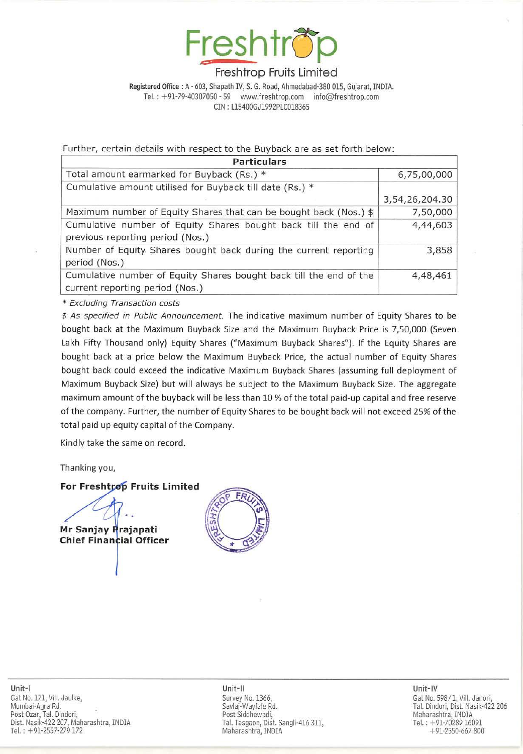# Freshtrop

Freshtrop Fruits Limited

Registered Office : A - 603, Shapath IV, S. G. Road, Ahmedabad-380 015, Gujarat, INDIA.
Tel. : +91-79-40307050 - 59 www.freshtrop.com info@freshtrop.com
CIN : L15400GJ1992PLC018365

Further, certain details with respect to the Buyback are as set forth below:

| Particulars | |
|---|---|
| Total amount earmarked for Buyback (Rs.) * | 6,75,00,000 |
| Cumulative amount utilised for Buyback till date (Rs.) * | 3,54,26,204.30 |
| Maximum number of Equity Shares that can be bought back (Nos.) $ | 7,50,000 |
| Cumulative number of Equity Shares bought back till the end of previous reporting period (Nos.) | 4,44,603 |
| Number of Equity Shares bought back during the current reporting period (Nos.) | 3,858 |
| Cumulative number of Equity Shares bought back till the end of the current reporting period (Nos.) | 4,48,461 |

* *Excluding Transaction costs*

$ *As specified in Public Announcement.* The indicative maximum number of Equity Shares to be bought back at the Maximum Buyback Size and the Maximum Buyback Price is 7,50,000 (Seven Lakh Fifty Thousand only) Equity Shares ("Maximum Buyback Shares"). If the Equity Shares are bought back at a price below the Maximum Buyback Price, the actual number of Equity Shares bought back could exceed the indicative Maximum Buyback Shares (assuming full deployment of Maximum Buyback Size) but will always be subject to the Maximum Buyback Size. The aggregate maximum amount of the buyback will be less than 10 % of the total paid-up capital and free reserve of the company. Further, the number of Equity Shares to be bought back will not exceed 25% of the total paid up equity capital of the Company.

Kindly take the same on record.

Thanking you,

**For Freshtrop Fruits Limited**

**Mr Sanjay Prajapati**
**Chief Financial Officer**

**Unit-I**
Gat No. 171, Vill. Jaulke,
Mumbai-Agra Rd.
Post Ozar, Tal. Dindori,
Dist. Nasik-422 207, Maharashtra, INDIA
Tel. : +91-2557-279 172

**Unit-II**
Survey No. 1366,
Savlaj-Wayfale Rd.
Post Siddhewadi,
Tal. Tasgaon, Dist. Sangli-416 311,
Maharashtra, INDIA

**Unit-IV**
Gat No. 598/1, Vill. Janori,
Tal. Dindori, Dist. Nasik-422 206
Maharashtra, INDIA
Tel. : +91-70289 16091
+91-2550-667 800